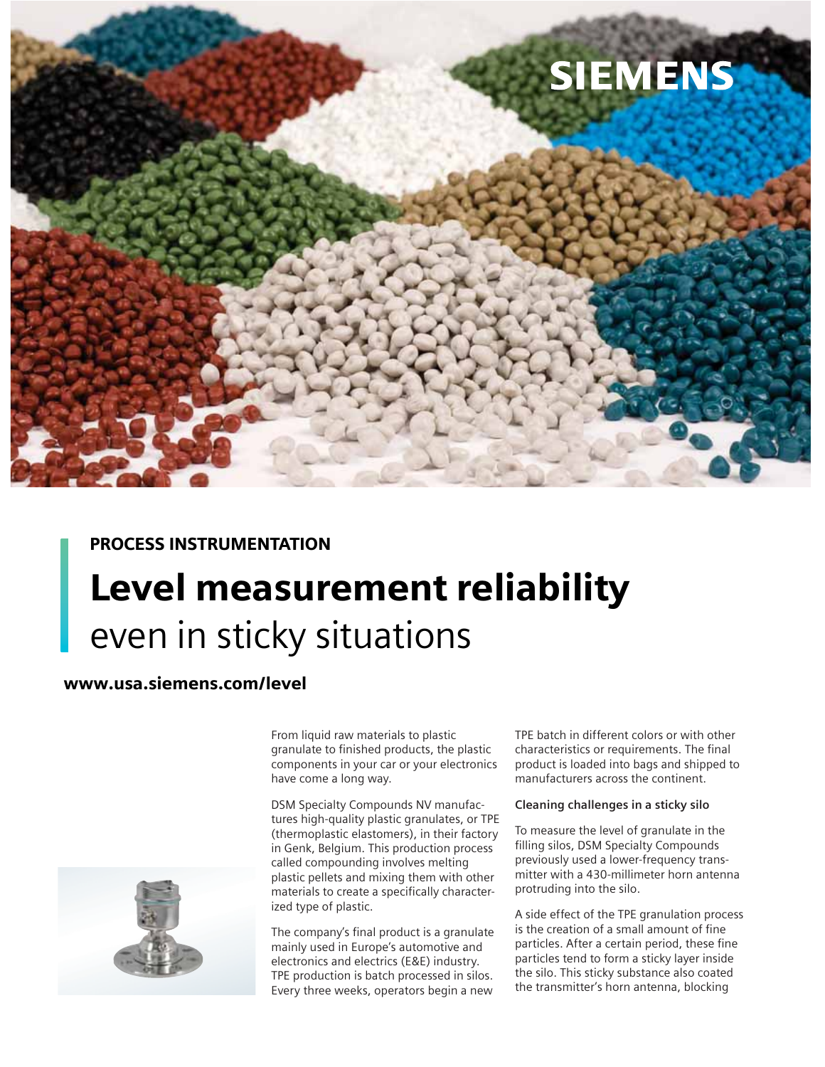SIEMENS

PROCESS INSTRUMENTATION

# Level measurement reliability even in sticky situations

**www.usa.siemens.com/level**

From liquid raw materials to plastic granulate to finished products, the plastic components in your car or your electronics have come a long way.

DSM Specialty Compounds NV manufactures high-quality plastic granulates, or TPE (thermoplastic elastomers), in their factory in Genk, Belgium. This production process called compounding involves melting plastic pellets and mixing them with other materials to create a specifically characterized type of plastic.

The company's final product is a granulate mainly used in Europe's automotive and electronics and electrics (E&E) industry. TPE production is batch processed in silos. Every three weeks, operators begin a new TPE batch in different colors or with other characteristics or requirements. The final product is loaded into bags and shipped to manufacturers across the continent.

**Cleaning challenges in a sticky silo**

To measure the level of granulate in the filling silos, DSM Specialty Compounds previously used a lower-frequency transmitter with a 430-millimeter horn antenna protruding into the silo.

A side effect of the TPE granulation process is the creation of a small amount of fine particles. After a certain period, these fine particles tend to form a sticky layer inside the silo. This sticky substance also coated the transmitter's horn antenna, blocking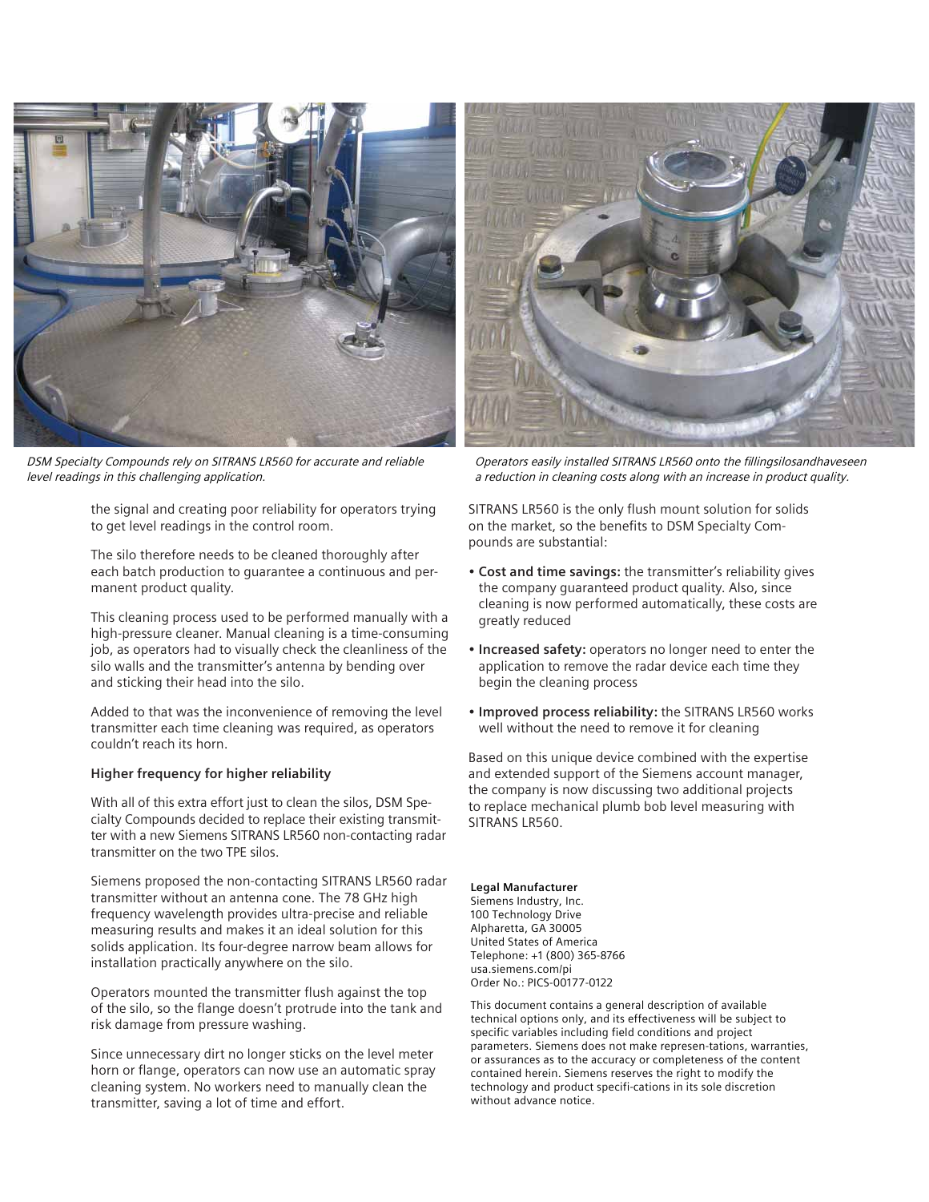*DSM Specialty Compounds rely on SITRANS LR560 for accurate and reliable level readings in this challenging application.*

*Operators easily installed SITRANS LR560 onto the fillingsilosandhaveseen a reduction in cleaning costs along with an increase in product quality.*

the signal and creating poor reliability for operators trying to get level readings in the control room.

The silo therefore needs to be cleaned thoroughly after each batch production to guarantee a continuous and permanent product quality.

This cleaning process used to be performed manually with a high-pressure cleaner. Manual cleaning is a time-consuming job, as operators had to visually check the cleanliness of the silo walls and the transmitter's antenna by bending over and sticking their head into the silo.

Added to that was the inconvenience of removing the level transmitter each time cleaning was required, as operators couldn't reach its horn.

**Higher frequency for higher reliability**

With all of this extra effort just to clean the silos, DSM Specialty Compounds decided to replace their existing transmitter with a new Siemens SITRANS LR560 non-contacting radar transmitter on the two TPE silos.

Siemens proposed the non-contacting SITRANS LR560 radar transmitter without an antenna cone. The 78 GHz high frequency wavelength provides ultra-precise and reliable measuring results and makes it an ideal solution for this solids application. Its four-degree narrow beam allows for installation practically anywhere on the silo.

Operators mounted the transmitter flush against the top of the silo, so the flange doesn't protrude into the tank and risk damage from pressure washing.

Since unnecessary dirt no longer sticks on the level meter horn or flange, operators can now use an automatic spray cleaning system. No workers need to manually clean the transmitter, saving a lot of time and effort.

SITRANS LR560 is the only flush mount solution for solids on the market, so the benefits to DSM Specialty Compounds are substantial:

- **Cost and time savings:** the transmitter's reliability gives the company guaranteed product quality. Also, since cleaning is now performed automatically, these costs are greatly reduced
- **Increased safety:** operators no longer need to enter the application to remove the radar device each time they begin the cleaning process
- **Improved process reliability:** the SITRANS LR560 works well without the need to remove it for cleaning

Based on this unique device combined with the expertise and extended support of the Siemens account manager, the company is now discussing two additional projects to replace mechanical plumb bob level measuring with SITRANS LR560.

**Legal Manufacturer**
Siemens Industry, Inc.
100 Technology Drive
Alpharetta, GA 30005
United States of America
Telephone: +1 (800) 365-8766
usa.siemens.com/pi
Order No.: PICS-00177-0122

This document contains a general description of available technical options only, and its effectiveness will be subject to specific variables including field conditions and project parameters. Siemens does not make represen-tations, warranties, or assurances as to the accuracy or completeness of the content contained herein. Siemens reserves the right to modify the technology and product specifi-cations in its sole discretion without advance notice.